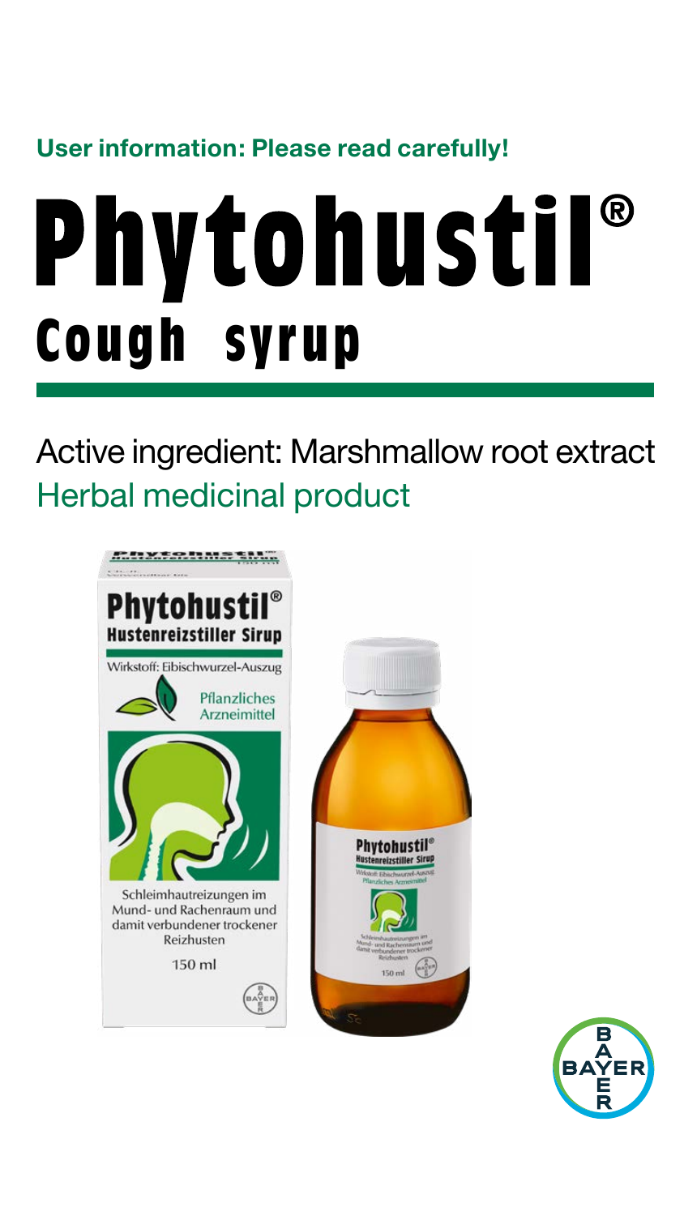**User information: Please read carefully!**

# Phytohustil®

## Cough syrup

Active ingredient: Marshmallow root extract

Herbal medicinal product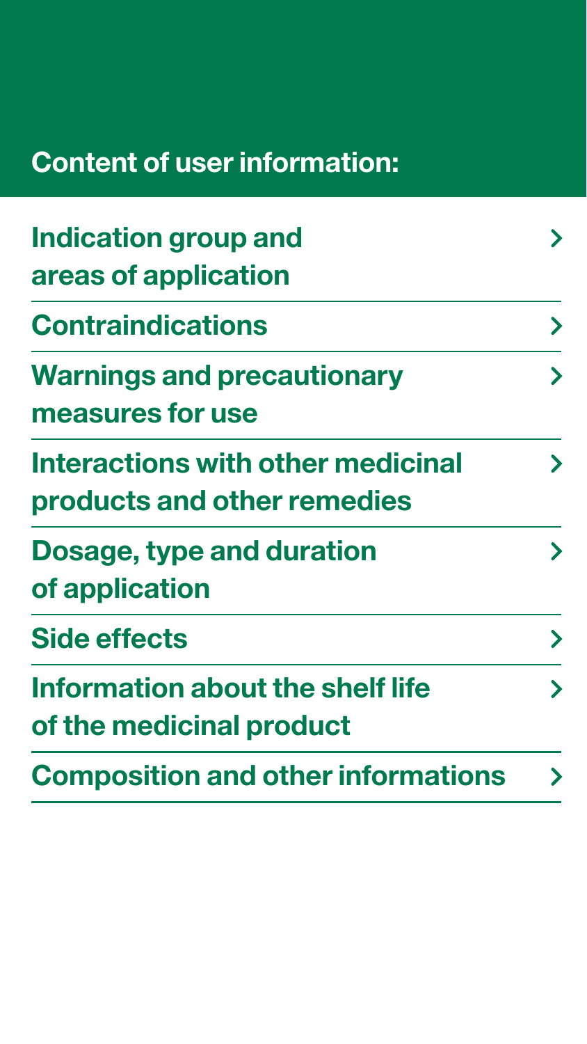## Content of user information:

- Indication group and areas of application
- Contraindications
- Warnings and precautionary measures for use
- Interactions with other medicinal products and other remedies
- Dosage, type and duration of application
- Side effects
- Information about the shelf life of the medicinal product
- Composition and other informations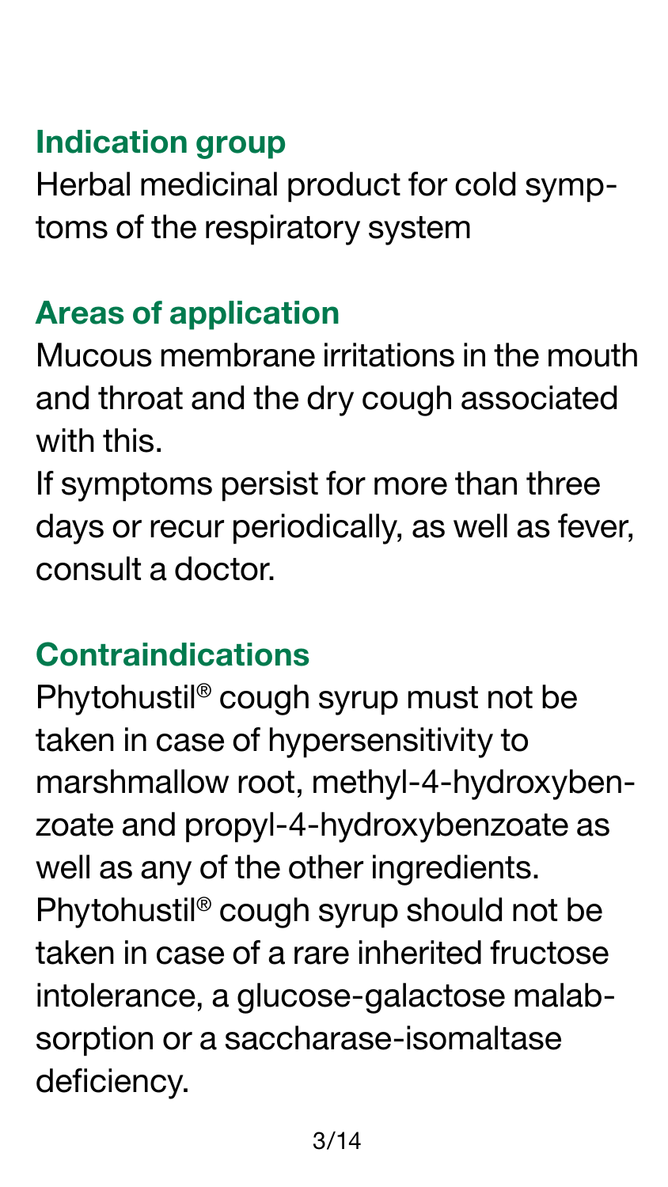## Indication group

Herbal medicinal product for cold symptoms of the respiratory system

## Areas of application

Mucous membrane irritations in the mouth and throat and the dry cough associated with this.
If symptoms persist for more than three days or recur periodically, as well as fever, consult a doctor.

## Contraindications

Phytohustil® cough syrup must not be taken in case of hypersensitivity to marshmallow root, methyl-4-hydroxybenzoate and propyl-4-hydroxybenzoate as well as any of the other ingredients.
Phytohustil® cough syrup should not be taken in case of a rare inherited fructose intolerance, a glucose-galactose malabsorption or a saccharase-isomaltase deficiency.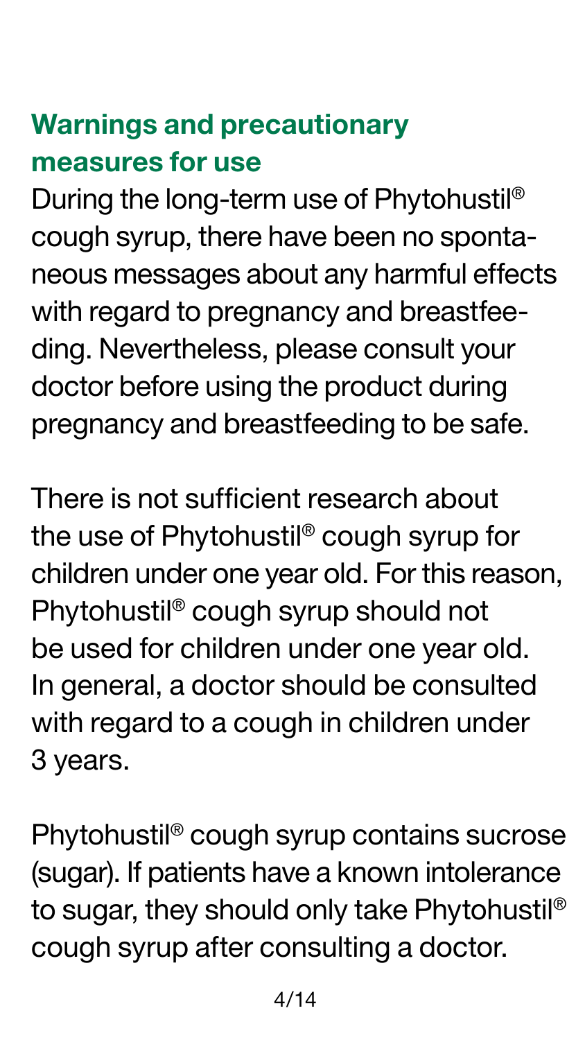## Warnings and precautionary measures for use

During the long-term use of Phytohustil® cough syrup, there have been no spontaneous messages about any harmful effects with regard to pregnancy and breastfeeding. Nevertheless, please consult your doctor before using the product during pregnancy and breastfeeding to be safe.

There is not sufficient research about the use of Phytohustil® cough syrup for children under one year old. For this reason, Phytohustil® cough syrup should not be used for children under one year old. In general, a doctor should be consulted with regard to a cough in children under 3 years.

Phytohustil® cough syrup contains sucrose (sugar). If patients have a known intolerance to sugar, they should only take Phytohustil® cough syrup after consulting a doctor.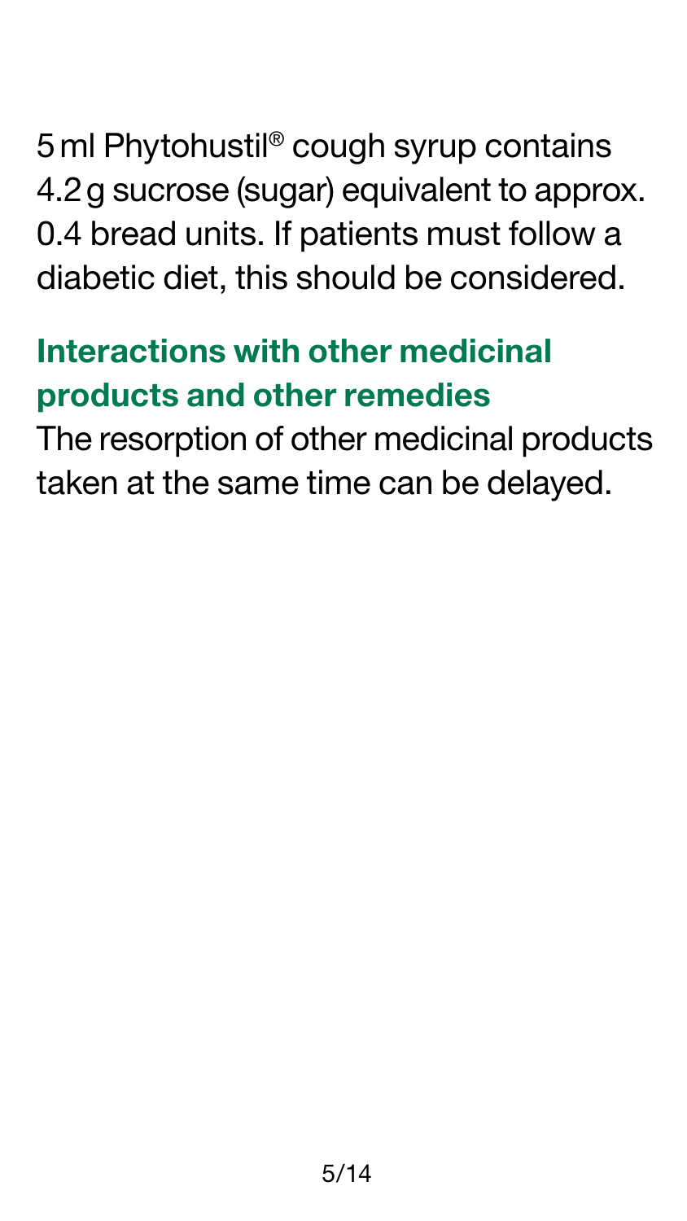5 ml Phytohustil® cough syrup contains 4.2 g sucrose (sugar) equivalent to approx. 0.4 bread units. If patients must follow a diabetic diet, this should be considered.

## Interactions with other medicinal products and other remedies

The resorption of other medicinal products taken at the same time can be delayed.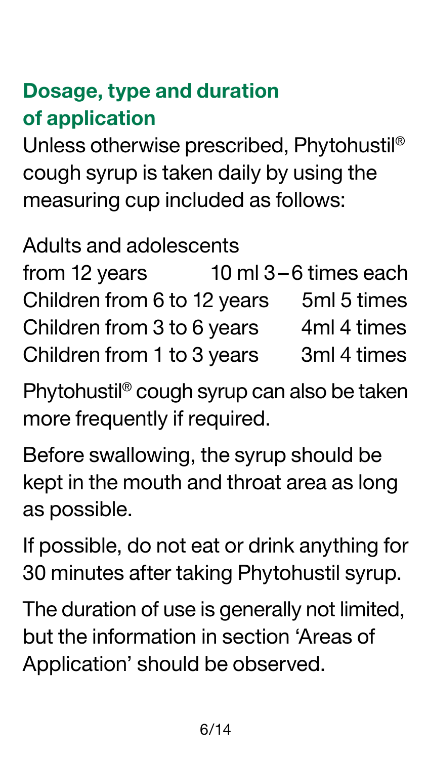## Dosage, type and duration of application

Unless otherwise prescribed, Phytohustil® cough syrup is taken daily by using the measuring cup included as follows:

| | |
|---|---|
| Adults and adolescents from 12 years | 10 ml 3–6 times each |
| Children from 6 to 12 years | 5ml 5 times |
| Children from 3 to 6 years | 4ml 4 times |
| Children from 1 to 3 years | 3ml 4 times |

Phytohustil® cough syrup can also be taken more frequently if required.

Before swallowing, the syrup should be kept in the mouth and throat area as long as possible.

If possible, do not eat or drink anything for 30 minutes after taking Phytohustil syrup.

The duration of use is generally not limited, but the information in section 'Areas of Application' should be observed.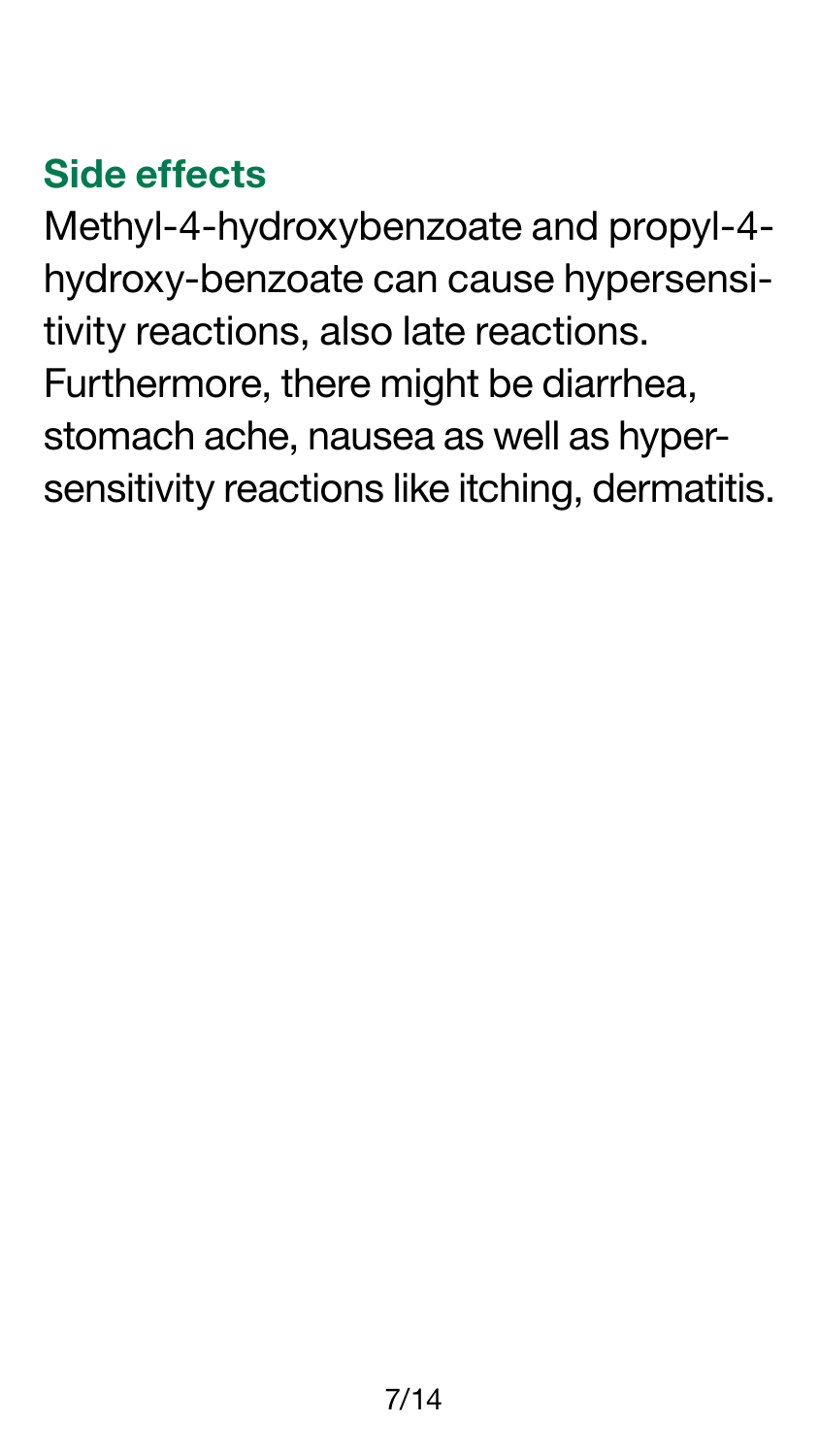## Side effects

Methyl-4-hydroxybenzoate and propyl-4-hydroxy-benzoate can cause hypersensitivity reactions, also late reactions. Furthermore, there might be diarrhea, stomach ache, nausea as well as hypersensitivity reactions like itching, dermatitis.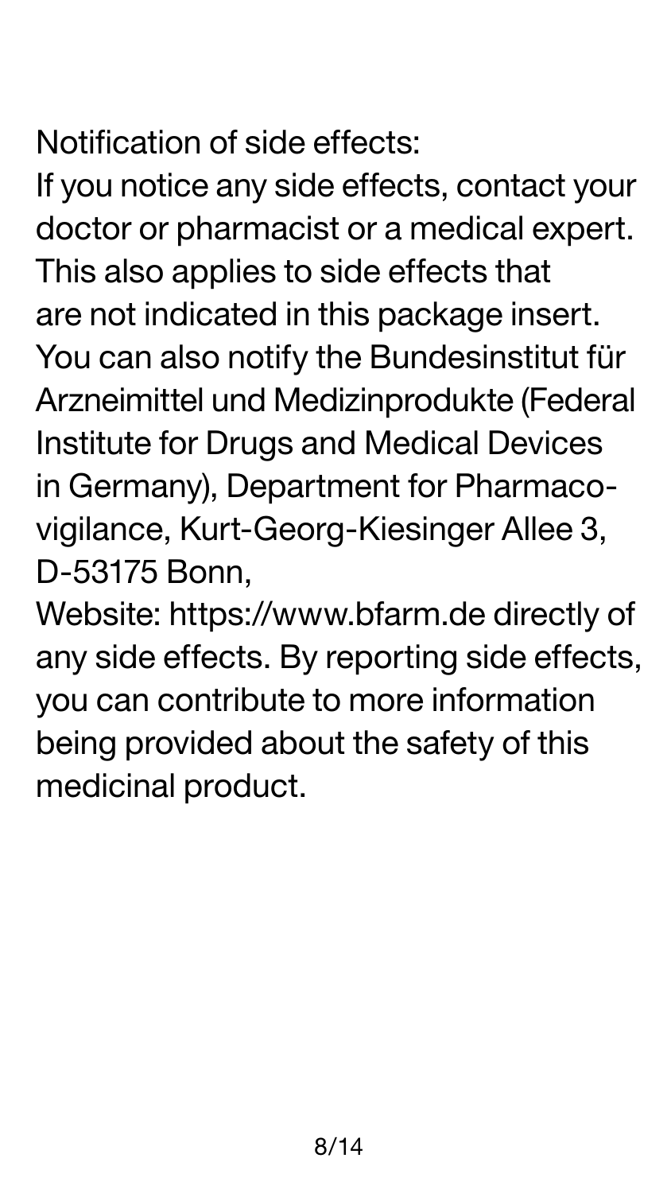Notification of side effects:
If you notice any side effects, contact your doctor or pharmacist or a medical expert. This also applies to side effects that are not indicated in this package insert. You can also notify the Bundesinstitut für Arzneimittel und Medizinprodukte (Federal Institute for Drugs and Medical Devices in Germany), Department for Pharmacovigilance, Kurt-Georg-Kiesinger Allee 3, D-53175 Bonn,
Website: https://www.bfarm.de directly of any side effects. By reporting side effects, you can contribute to more information being provided about the safety of this medicinal product.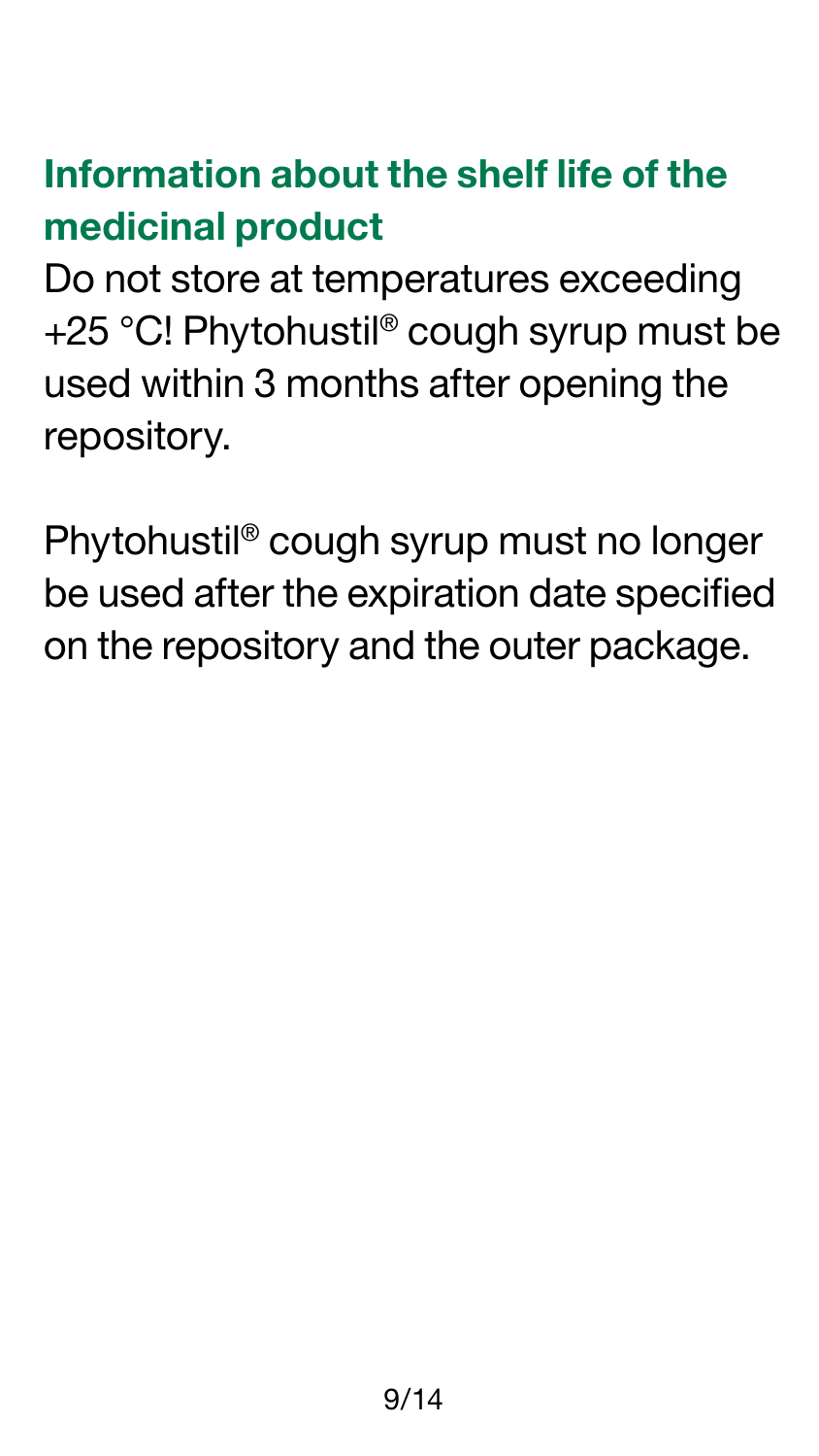## Information about the shelf life of the medicinal product

Do not store at temperatures exceeding +25 °C! Phytohustil® cough syrup must be used within 3 months after opening the repository.

Phytohustil® cough syrup must no longer be used after the expiration date specified on the repository and the outer package.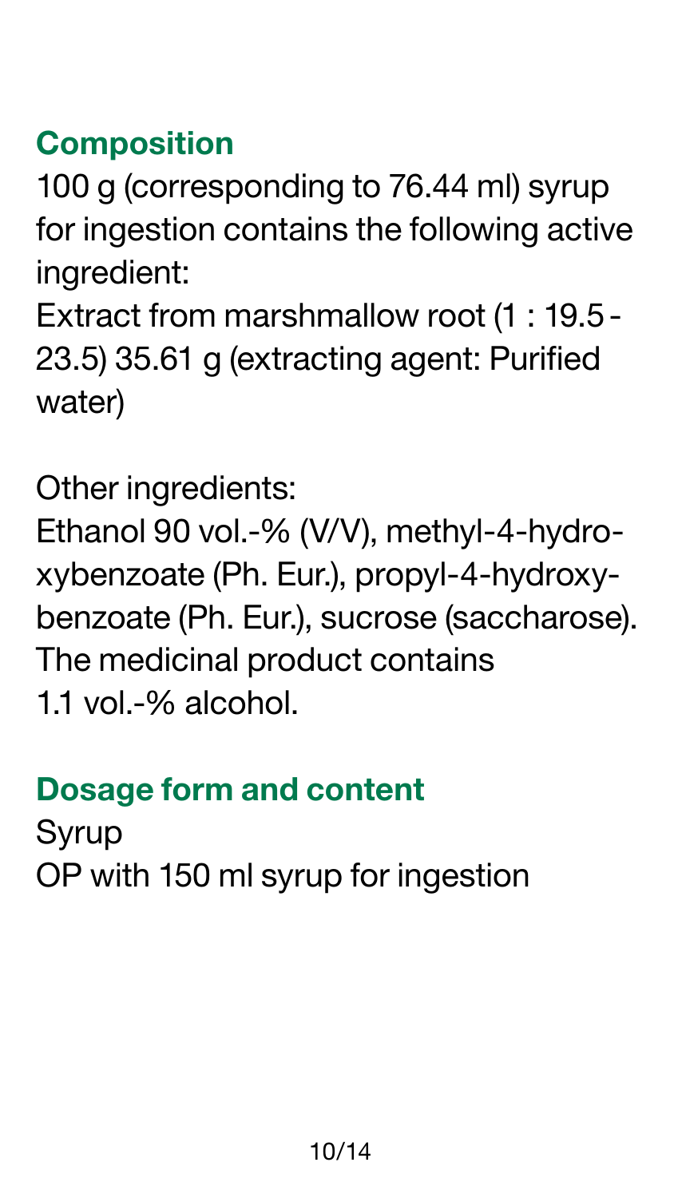## Composition

100 g (corresponding to 76.44 ml) syrup for ingestion contains the following active ingredient:
Extract from marshmallow root (1 : 19.5 - 23.5) 35.61 g (extracting agent: Purified water)

Other ingredients:
Ethanol 90 vol.-% (V/V), methyl-4-hydroxybenzoate (Ph. Eur.), propyl-4-hydroxybenzoate (Ph. Eur.), sucrose (saccharose). The medicinal product contains 1.1 vol.-% alcohol.

## Dosage form and content

Syrup
OP with 150 ml syrup for ingestion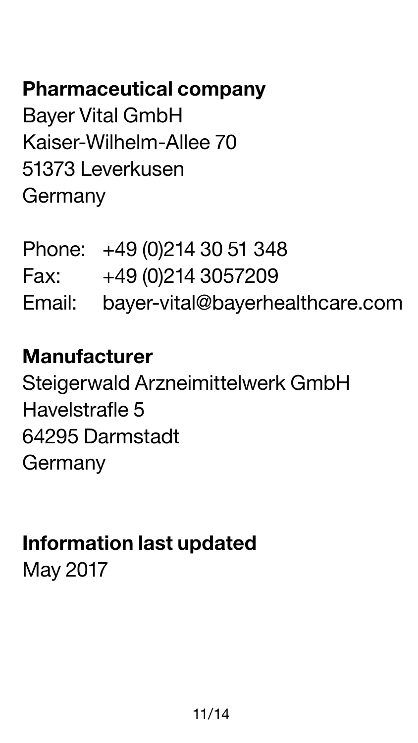**Pharmaceutical company**
Bayer Vital GmbH
Kaiser-Wilhelm-Allee 70
51373 Leverkusen
Germany

Phone: +49 (0)214 30 51 348
Fax: +49 (0)214 3057209
Email: bayer-vital@bayerhealthcare.com

**Manufacturer**
Steigerwald Arzneimittelwerk GmbH
Havelstrafle 5
64295 Darmstadt
Germany

**Information last updated**
May 2017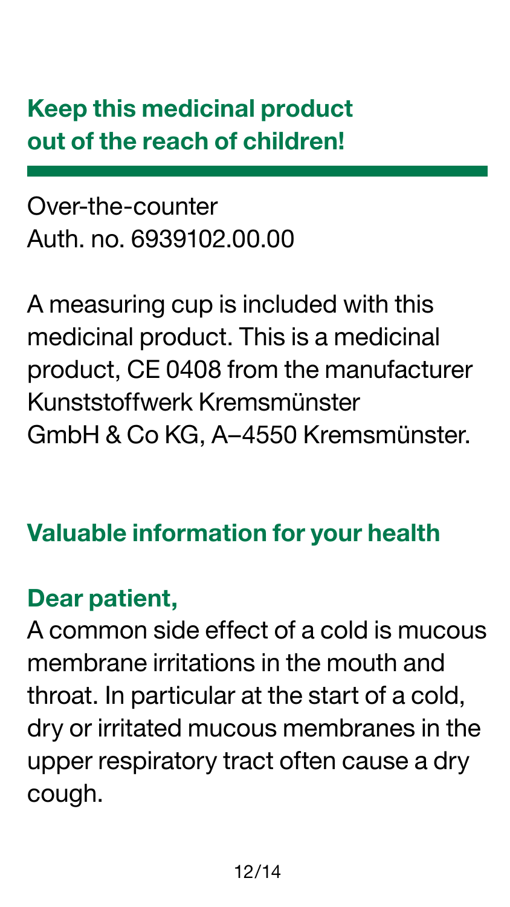**Keep this medicinal product out of the reach of children!**

---

Over-the-counter
Auth. no. 6939102.00.00

A measuring cup is included with this medicinal product. This is a medicinal product, CE 0408 from the manufacturer Kunststoffwerk Kremsmünster GmbH & Co KG, A–4550 Kremsmünster.

## Valuable information for your health

**Dear patient,**
A common side effect of a cold is mucous membrane irritations in the mouth and throat. In particular at the start of a cold, dry or irritated mucous membranes in the upper respiratory tract often cause a dry cough.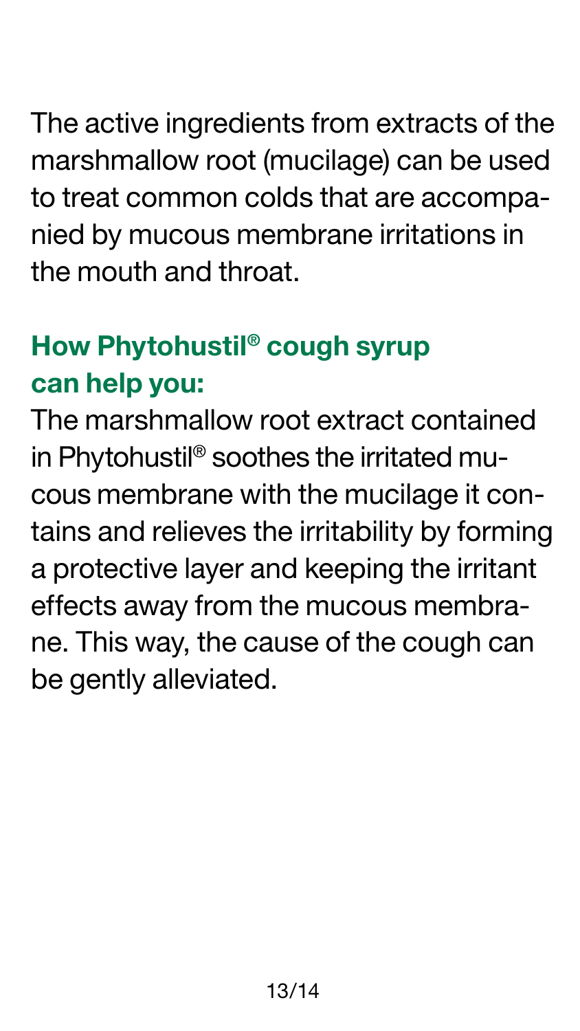The active ingredients from extracts of the marshmallow root (mucilage) can be used to treat common colds that are accompanied by mucous membrane irritations in the mouth and throat.

## How Phytohustil® cough syrup can help you:

The marshmallow root extract contained in Phytohustil® soothes the irritated mucous membrane with the mucilage it contains and relieves the irritability by forming a protective layer and keeping the irritant effects away from the mucous membrane. This way, the cause of the cough can be gently alleviated.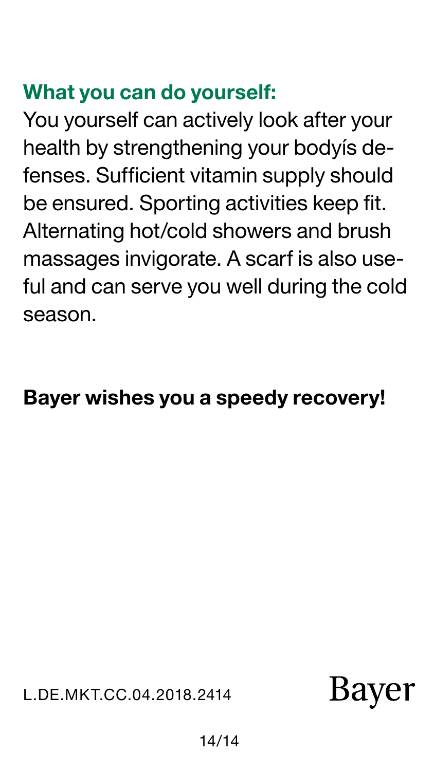## What you can do yourself:

You yourself can actively look after your health by strengthening your bodyís defenses. Sufficient vitamin supply should be ensured. Sporting activities keep fit. Alternating hot/cold showers and brush massages invigorate. A scarf is also useful and can serve you well during the cold season.

**Bayer wishes you a speedy recovery!**

L.DE.MKT.CC.04.2018.2414

Bayer